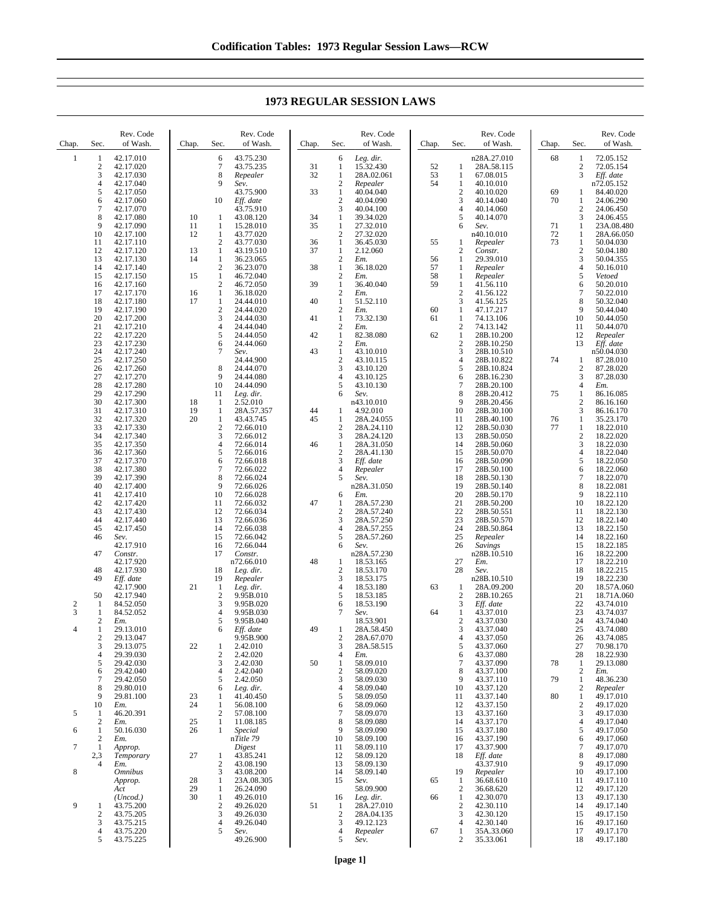# 1973 REGULAR SESSION LAWS

| Chap. | Sec. | Rev. Code of Wash. |
|---|---|---|
| 1 | 1 | 42.17.010 |
| | 2 | 42.17.020 |
| | 3 | 42.17.030 |
| | 4 | 42.17.040 |
| | 5 | 42.17.050 |
| | 6 | 42.17.060 |
| | 7 | 42.17.070 |
| | 8 | 42.17.080 |
| | 9 | 42.17.090 |
| | 10 | 42.17.100 |
| | 11 | 42.17.110 |
| | 12 | 42.17.120 |
| | 13 | 42.17.130 |
| | 14 | 42.17.140 |
| | 15 | 42.17.150 |
| | 16 | 42.17.160 |
| | 17 | 42.17.170 |
| | 18 | 42.17.180 |
| | 19 | 42.17.190 |
| | 20 | 42.17.200 |
| | 21 | 42.17.210 |
| | 22 | 42.17.220 |
| | 23 | 42.17.230 |
| | 24 | 42.17.240 |
| | 25 | 42.17.250 |
| | 26 | 42.17.260 |
| | 27 | 42.17.270 |
| | 28 | 42.17.280 |
| | 29 | 42.17.290 |
| | 30 | 42.17.300 |
| | 31 | 42.17.310 |
| | 32 | 42.17.320 |
| | 33 | 42.17.330 |
| | 34 | 42.17.340 |
| | 35 | 42.17.350 |
| | 36 | 42.17.360 |
| | 37 | 42.17.370 |
| | 38 | 42.17.380 |
| | 39 | 42.17.390 |
| | 40 | 42.17.400 |
| | 41 | 42.17.410 |
| | 42 | 42.17.420 |
| | 43 | 42.17.430 |
| | 44 | 42.17.440 |
| | 45 | 42.17.450 |
| | 46 | *Sev.* 42.17.910 |
| | 47 | *Constr.* 42.17.920 |
| | 48 | 42.17.930 |
| | 49 | *Eff. date* 42.17.900 |
| | 50 | 42.17.940 |
| 2 | 1 | 84.52.050 |
| 3 | 1 | 84.52.052 |
| | 2 | *Em.* |
| 4 | 1 | 29.13.010 |
| | 2 | 29.13.047 |
| | 3 | 29.13.075 |
| | 4 | 29.39.030 |
| | 5 | 29.42.030 |
| | 6 | 29.42.040 |
| | 7 | 29.42.050 |
| | 8 | 29.80.010 |
| | 9 | 29.81.100 |
| | 10 | *Em.* |
| 5 | 1 | 46.20.391 |
| | 2 | *Em.* |
| 6 | 1 | 50.16.030 |
| | 2 | *Em.* |
| 7 | 1 | *Approp.* |
| | 2,3 | *Temporary* |
| | 4 | *Em.* |
| 8 | | *Omnibus Approp. Act (Uncod.)* |
| 9 | 1 | 43.75.200 |
| | 2 | 43.75.205 |
| | 3 | 43.75.215 |
| | 4 | 43.75.220 |
| | 5 | 43.75.225 |
| | 6 | 43.75.230 |
| | 7 | 43.75.235 |
| | 8 | *Repealer* |
| | 9 | *Sev.* 43.75.900 |
| | 10 | *Eff. date* 43.75.910 |
| 10 | 1 | 43.08.120 |
| 11 | 1 | 15.28.010 |
| 12 | 1 | 43.77.020 |
| | 2 | 43.77.030 |
| 13 | 1 | 43.19.510 |
| 14 | 1 | 36.23.065 |
| | 2 | 36.23.070 |
| 15 | 1 | 46.72.040 |
| | 2 | 46.72.050 |
| 16 | 1 | 36.18.020 |
| 17 | 1 | 24.44.010 |
| | 2 | 24.44.020 |
| | 3 | 24.44.030 |
| | 4 | 24.44.040 |
| | 5 | 24.44.050 |
| | 6 | 24.44.060 |
| | 7 | *Sev.* 24.44.900 |
| | 8 | 24.44.070 |
| | 9 | 24.44.080 |
| | 10 | 24.44.090 |
| | 11 | *Leg. dir.* |
| 18 | 1 | 2.52.010 |
| 19 | 1 | 28A.57.357 |
| 20 | 1 | 43.43.745 |
| | 2 | 72.66.010 |
| | 3 | 72.66.012 |
| | 4 | 72.66.014 |
| | 5 | 72.66.016 |
| | 6 | 72.66.018 |
| | 7 | 72.66.022 |
| | 8 | 72.66.024 |
| | 9 | 72.66.026 |
| | 10 | 72.66.028 |
| | 11 | 72.66.032 |
| | 12 | 72.66.034 |
| | 13 | 72.66.036 |
| | 14 | 72.66.038 |
| | 15 | 72.66.042 |
| | 16 | 72.66.044 |
| | 17 | *Constr.* n72.66.010 |
| | 18 | *Leg. dir.* |
| | 19 | *Repealer* |
| 21 | 1 | *Leg. dir.* |
| | 2 | 9.95B.010 |
| | 3 | 9.95B.020 |
| | 4 | 9.95B.030 |
| | 5 | 9.95B.040 |
| | 6 | *Eff. date* 9.95B.900 |
| 22 | 1 | 2.42.010 |
| | 2 | 2.42.020 |
| | 3 | 2.42.030 |
| | 4 | 2.42.040 |
| | 5 | 2.42.050 |
| | 6 | *Leg. dir.* |
| 23 | 1 | 41.40.450 |
| 24 | 1 | 56.08.100 |
| | 2 | 57.08.100 |
| 25 | 1 | 11.08.185 |
| 26 | 1 | *Special* n*Title 79 Digest* |
| 27 | 1 | 43.85.241 |
| | 2 | 43.08.190 |
| | 3 | 43.08.200 |
| 28 | 1 | 23A.08.305 |
| 29 | 1 | 26.24.090 |
| 30 | 1 | 49.26.010 |
| | 2 | 49.26.020 |
| | 3 | 49.26.030 |
| | 4 | 49.26.040 |
| | 5 | *Sev.* 49.26.900 |
| | 6 | *Leg. dir.* |
| 31 | 1 | 15.32.430 |
| 32 | 1 | 28A.02.061 |
| | 2 | *Repealer* |
| 33 | 1 | 40.04.040 |
| | 2 | 40.04.090 |
| | 3 | 40.04.100 |
| 34 | 1 | 39.34.020 |
| 35 | 1 | 27.32.010 |
| | 2 | 27.32.020 |
| 36 | 1 | 36.45.030 |
| 37 | 1 | 2.12.060 |
| | 2 | *Em.* |
| 38 | 1 | 36.18.020 |
| | 2 | *Em.* |
| 39 | 1 | 36.40.040 |
| | 2 | *Em.* |
| 40 | 1 | 51.52.110 |
| | 2 | *Em.* |
| 41 | 1 | 73.32.130 |
| | 2 | *Em.* |
| 42 | 1 | 82.38.080 |
| | 2 | *Em.* |
| 43 | 1 | 43.10.010 |
| | 2 | 43.10.115 |
| | 3 | 43.10.120 |
| | 4 | 43.10.125 |
| | 5 | 43.10.130 |
| | 6 | *Sev.* n43.10.010 |
| 44 | 1 | 4.92.010 |
| 45 | 1 | 28A.24.055 |
| | 2 | 28A.24.110 |
| | 3 | 28A.24.120 |
| 46 | 1 | 28A.31.050 |
| | 2 | 28A.41.130 |
| | 3 | *Eff. date* |
| | 4 | *Repealer* |
| | 5 | *Sev.* n28A.31.050 |
| | 6 | *Em.* |
| 47 | 1 | 28A.57.230 |
| | 2 | 28A.57.240 |
| | 3 | 28A.57.250 |
| | 4 | 28A.57.255 |
| | 5 | 28A.57.260 |
| | 6 | *Sev.* n28A.57.230 |
| 48 | 1 | 18.53.165 |
| | 2 | 18.53.170 |
| | 3 | 18.53.175 |
| | 4 | 18.53.180 |
| | 5 | 18.53.185 |
| | 6 | 18.53.190 |
| | 7 | *Sev.* 18.53.901 |
| 49 | 1 | 28A.58.450 |
| | 2 | 28A.67.070 |
| | 3 | 28A.58.515 |
| | 4 | *Em.* |
| 50 | 1 | 58.09.010 |
| | 2 | 58.09.020 |
| | 3 | 58.09.030 |
| | 4 | 58.09.040 |
| | 5 | 58.09.050 |
| | 6 | 58.09.060 |
| | 7 | 58.09.070 |
| | 8 | 58.09.080 |
| | 9 | 58.09.090 |
| | 10 | 58.09.100 |
| | 11 | 58.09.110 |
| | 12 | 58.09.120 |
| | 13 | 58.09.130 |
| | 14 | 58.09.140 |
| | 15 | *Sev.* 58.09.900 |
| | 16 | *Leg. dir.* |
| 51 | 1 | 28A.27.010 |
| | 2 | 28A.04.135 |
| | 3 | 49.12.123 |
| | 4 | *Repealer* |
| | 5 | *Sev.* n28A.27.010 |
| 52 | 1 | 28A.58.115 |
| 53 | 1 | 67.08.015 |
| 54 | 1 | 40.10.010 |
| | 2 | 40.10.020 |
| | 3 | 40.14.040 |
| | 4 | 40.14.060 |
| | 5 | 40.14.070 |
| | 6 | *Sev.* n40.10.010 |
| 55 | 1 | *Repealer* |
| | 2 | *Constr.* |
| 56 | 1 | 29.39.010 |
| 57 | 1 | *Repealer* |
| 58 | 1 | *Repealer* |
| 59 | 1 | 41.56.110 |
| | 2 | 41.56.122 |
| | 3 | 41.56.125 |
| 60 | 1 | 47.17.217 |
| 61 | 1 | 74.13.106 |
| | 2 | 74.13.142 |
| 62 | 1 | 28B.10.200 |
| | 2 | 28B.10.250 |
| | 3 | 28B.10.510 |
| | 4 | 28B.10.822 |
| | 5 | 28B.10.824 |
| | 6 | 28B.16.230 |
| | 7 | 28B.20.100 |
| | 8 | 28B.20.412 |
| | 9 | 28B.20.456 |
| | 10 | 28B.30.100 |
| | 11 | 28B.40.100 |
| | 12 | 28B.50.030 |
| | 13 | 28B.50.050 |
| | 14 | 28B.50.060 |
| | 15 | 28B.50.070 |
| | 16 | 28B.50.090 |
| | 17 | 28B.50.100 |
| | 18 | 28B.50.130 |
| | 19 | 28B.50.140 |
| | 20 | 28B.50.170 |
| | 21 | 28B.50.200 |
| | 22 | 28B.50.551 |
| | 23 | 28B.50.570 |
| | 24 | 28B.50.864 |
| | 25 | *Repealer* |
| | 26 | *Savings* n28B.10.510 |
| | 27 | *Em.* |
| | 28 | *Sev.* n28B.10.510 |
| 63 | 1 | 28A.09.200 |
| | 2 | 28B.10.265 |
| | 3 | *Eff. date* |
| 64 | 1 | 43.37.010 |
| | 2 | 43.37.030 |
| | 3 | 43.37.040 |
| | 4 | 43.37.050 |
| | 5 | 43.37.060 |
| | 6 | 43.37.080 |
| | 7 | 43.37.090 |
| | 8 | 43.37.100 |
| | 9 | 43.37.110 |
| | 10 | 43.37.120 |
| | 11 | 43.37.140 |
| | 12 | 43.37.150 |
| | 13 | 43.37.160 |
| | 14 | 43.37.170 |
| | 15 | 43.37.180 |
| | 16 | 43.37.190 |
| | 17 | 43.37.900 |
| | 18 | *Eff. date* 43.37.910 |
| | 19 | *Repealer* |
| 65 | 1 | 36.68.610 |
| | 2 | 36.68.620 |
| 66 | 1 | 42.30.070 |
| | 2 | 42.30.110 |
| | 3 | 42.30.120 |
| | 4 | 42.30.140 |
| 67 | 1 | 35A.33.060 |
| | 2 | 35.33.061 |
| 68 | 1 | 72.05.152 |
| | 2 | 72.05.154 |
| | 3 | *Eff. date* n72.05.152 |
| 69 | 1 | 84.40.020 |
| 70 | 1 | 24.06.290 |
| | 2 | 24.06.450 |
| | 3 | 24.06.455 |
| 71 | 1 | 23A.08.480 |
| 72 | 1 | 28A.66.050 |
| 73 | 1 | 50.04.030 |
| | 2 | 50.04.180 |
| | 3 | 50.04.355 |
| | 4 | 50.16.010 |
| | 5 | *Vetoed* |
| | 6 | 50.20.010 |
| | 7 | 50.22.010 |
| | 8 | 50.32.040 |
| | 9 | 50.44.040 |
| | 10 | 50.44.050 |
| | 11 | 50.44.070 |
| | 12 | *Repealer* |
| | 13 | *Eff. date* n50.04.030 |
| 74 | 1 | 87.28.010 |
| | 2 | 87.28.020 |
| | 3 | 87.28.030 |
| | 4 | *Em.* |
| 75 | 1 | 86.16.085 |
| | 2 | 86.16.160 |
| | 3 | 86.16.170 |
| 76 | 1 | 35.23.170 |
| 77 | 1 | 18.22.010 |
| | 2 | 18.22.020 |
| | 3 | 18.22.030 |
| | 4 | 18.22.040 |
| | 5 | 18.22.050 |
| | 6 | 18.22.060 |
| | 7 | 18.22.070 |
| | 8 | 18.22.081 |
| | 9 | 18.22.110 |
| | 10 | 18.22.120 |
| | 11 | 18.22.130 |
| | 12 | 18.22.140 |
| | 13 | 18.22.150 |
| | 14 | 18.22.160 |
| | 15 | 18.22.185 |
| | 16 | 18.22.200 |
| | 17 | 18.22.210 |
| | 18 | 18.22.215 |
| | 19 | 18.22.230 |
| | 20 | 18.57A.060 |
| | 21 | 18.71A.060 |
| | 22 | 43.74.010 |
| | 23 | 43.74.037 |
| | 24 | 43.74.040 |
| | 25 | 43.74.080 |
| | 26 | 43.74.085 |
| | 27 | 70.98.170 |
| | 28 | 18.22.930 |
| 78 | 1 | 29.13.080 |
| | 2 | *Em.* |
| 79 | 1 | 48.36.230 |
| | 2 | *Repealer* |
| 80 | 1 | 49.17.010 |
| | 2 | 49.17.020 |
| | 3 | 49.17.030 |
| | 4 | 49.17.040 |
| | 5 | 49.17.050 |
| | 6 | 49.17.060 |
| | 7 | 49.17.070 |
| | 8 | 49.17.080 |
| | 9 | 49.17.090 |
| | 10 | 49.17.100 |
| | 11 | 49.17.110 |
| | 12 | 49.17.120 |
| | 13 | 49.17.130 |
| | 14 | 49.17.140 |
| | 15 | 49.17.150 |
| | 16 | 49.17.160 |
| | 17 | 49.17.170 |
| | 18 | 49.17.180 |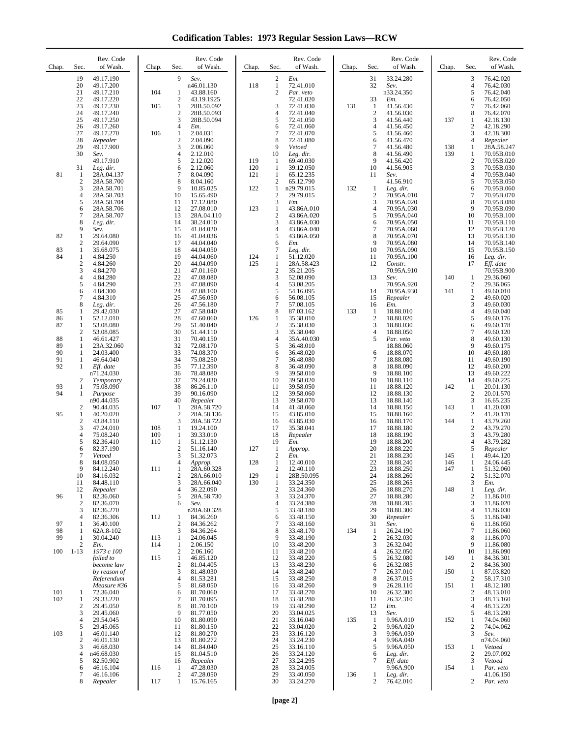# Codification Tables: 1973 Regular Session Laws—RCW

| Chap. | Sec. | Rev. Code of Wash. |
|---|---|---|
| | 19 | 49.17.190 |
| | 20 | 49.17.200 |
| | 21 | 49.17.210 |
| | 22 | 49.17.220 |
| | 23 | 49.17.230 |
| | 24 | 49.17.240 |
| | 25 | 49.17.250 |
| | 26 | 49.17.260 |
| | 27 | 49.17.270 |
| | 28 | *Repealer* |
| | 29 | 49.17.900 |
| | 30 | *Sev.* 49.17.910 |
| | 31 | *Leg. dir.* |
| 81 | 1 | 28A.04.137 |
| | 2 | 28A.58.700 |
| | 3 | 28A.58.701 |
| | 4 | 28A.58.703 |
| | 5 | 28A.58.704 |
| | 6 | 28A.58.706 |
| | 7 | 28A.58.707 |
| | 8 | *Leg. dir.* |
| | 9 | *Sev.* |
| 82 | 1 | 29.64.080 |
| | 2 | 29.64.090 |
| 83 | 1 | 35.68.075 |
| 84 | 1 | 4.84.250 |
| | 2 | 4.84.260 |
| | 3 | 4.84.270 |
| | 4 | 4.84.280 |
| | 5 | 4.84.290 |
| | 6 | 4.84.300 |
| | 7 | 4.84.310 |
| | 8 | *Leg. dir.* |
| 85 | 1 | 29.42.030 |
| 86 | 1 | 52.12.010 |
| 87 | 1 | 53.08.080 |
| | 2 | 53.08.085 |
| 88 | 1 | 46.61.427 |
| 89 | 1 | 23A.32.060 |
| 90 | 1 | 24.03.400 |
| 91 | 1 | 46.64.040 |
| 92 | 1 | *Eff. date* n71.24.030 |
| | 2 | *Temporary* |
| 93 | 1 | 75.08.090 |
| 94 | 1 | *Purpose* n90.44.035 |
| | 2 | 90.44.035 |
| 95 | 1 | 40.20.020 |
| | 2 | 43.84.110 |
| | 3 | 47.24.010 |
| | 4 | 75.08.240 |
| | 5 | 82.36.410 |
| | 6 | 82.37.190 |
| | 7 | *Vetoed* |
| | 8 | 84.08.050 |
| | 9 | 84.12.240 |
| | 10 | 84.16.032 |
| | 11 | 84.48.110 |
| | 12 | *Repealer* |
| 96 | 1 | 82.36.060 |
| | 2 | 82.36.070 |
| | 3 | 82.36.270 |
| | 4 | 82.36.306 |
| 97 | 1 | 36.40.100 |
| 98 | 1 | 62A.8-102 |
| 99 | 1 | 30.04.240 |
| | 2 | *Em.* |
| 100 | 1-13 | *1973 c 100 failed to become law by reason of Referendum Measure #36* |
| 101 | 1 | 72.36.040 |
| 102 | 1 | 29.33.220 |
| | 2 | 29.45.050 |
| | 3 | 29.45.060 |
| | 4 | 29.54.045 |
| | 5 | 29.45.065 |
| 103 | 1 | 46.01.140 |
| | 2 | 46.01.130 |
| | 3 | 46.68.030 |
| | 4 | n46.68.030 |
| | 5 | 82.50.902 |
| | 6 | 46.16.104 |
| | 7 | 46.16.106 |
| | 8 | *Repealer* |
| | 9 | *Sev.* n46.01.130 |
| 104 | 1 | 43.88.160 |
| | 2 | 43.19.1925 |
| 105 | 1 | 28B.50.092 |
| | 2 | 28B.50.093 |
| | 3 | 28B.50.094 |
| | 4 | *Em.* |
| 106 | 1 | 2.04.031 |
| | 2 | 2.04.090 |
| | 3 | 2.06.060 |
| | 4 | 2.12.010 |
| | 5 | 2.12.020 |
| | 6 | 2.12.060 |
| | 7 | 8.04.090 |
| | 8 | 8.04.160 |
| | 9 | 10.85.025 |
| | 10 | 15.65.490 |
| | 11 | 17.12.080 |
| | 12 | 27.08.010 |
| | 13 | 28A.04.110 |
| | 14 | 38.24.010 |
| | 15 | 41.04.020 |
| | 16 | 41.04.036 |
| | 17 | 44.04.040 |
| | 18 | 44.04.050 |
| | 19 | 44.04.060 |
| | 20 | 44.04.090 |
| | 21 | 47.01.160 |
| | 22 | 47.08.080 |
| | 23 | 47.08.090 |
| | 24 | 47.08.100 |
| | 25 | 47.56.050 |
| | 26 | 47.56.180 |
| | 27 | 47.58.040 |
| | 28 | 47.60.060 |
| | 29 | 51.40.040 |
| | 30 | 51.44.110 |
| | 31 | 70.40.150 |
| | 32 | 72.08.170 |
| | 33 | 74.08.370 |
| | 34 | 75.08.250 |
| | 35 | 77.12.390 |
| | 36 | 78.48.080 |
| | 37 | 79.24.030 |
| | 38 | 86.26.110 |
| | 39 | 90.16.090 |
| | 40 | *Repealer* |
| 107 | 1 | 28A.58.720 |
| | 2 | 28A.58.136 |
| | 3 | 28A.58.722 |
| 108 | 1 | 19.24.100 |
| 109 | 1 | 39.33.010 |
| 110 | 1 | 51.12.130 |
| | 2 | 51.16.140 |
| | 3 | 51.32.073 |
| | 4 | *Approp.* |
| 111 | 1 | 28A.60.328 |
| | 2 | 28A.66.010 |
| | 3 | 28A.66.040 |
| | 4 | 36.22.090 |
| | 5 | 28A.58.730 |
| | 6 | *Sev.* n28A.60.328 |
| 112 | 1 | 84.36.260 |
| | 2 | 84.36.262 |
| | 3 | 84.36.264 |
| 113 | 1 | 24.06.045 |
| 114 | 1 | 2.06.150 |
| | 2 | 2.06.160 |
| 115 | 1 | 46.85.120 |
| | 2 | 81.04.405 |
| | 3 | 81.48.030 |
| | 4 | 81.53.281 |
| | 5 | 81.68.050 |
| | 6 | 81.70.060 |
| | 7 | 81.70.095 |
| | 8 | 81.70.100 |
| | 9 | 81.77.050 |
| | 10 | 81.80.090 |
| | 11 | 81.80.150 |
| | 12 | 81.80.270 |
| | 13 | 81.80.272 |
| | 14 | 81.84.040 |
| | 15 | 81.04.510 |
| | 16 | *Repealer* |
| 116 | 1 | 47.28.030 |
| | 2 | 47.28.050 |
| 117 | 1 | 15.76.165 |
| | 2 | *Em.* |
| 118 | 1 | 72.41.010 |
| | 2 | *Par. veto* 72.41.020 |
| | 3 | 72.41.030 |
| | 4 | 72.41.040 |
| | 5 | 72.41.050 |
| | 6 | 72.41.060 |
| | 7 | 72.41.070 |
| | 8 | 72.41.080 |
| | 9 | *Vetoed* |
| | 10 | *Leg. dir.* |
| 119 | 1 | 69.40.030 |
| 120 | 1 | 39.12.050 |
| 121 | 1 | 65.12.235 |
| | 2 | 65.12.790 |
| 122 | 1 | n29.79.015 |
| | 2 | 29.79.015 |
| | 3 | *Em.* |
| 123 | 1 | 43.86A.010 |
| | 2 | 43.86A.020 |
| | 3 | 43.86A.030 |
| | 4 | 43.86A.040 |
| | 5 | 43.86A.050 |
| | 6 | *Em.* |
| | 7 | *Leg. dir.* |
| 124 | 1 | 51.12.020 |
| 125 | 1 | 28A.58.423 |
| | 2 | 35.21.205 |
| | 3 | 52.08.090 |
| | 4 | 53.08.205 |
| | 5 | 54.16.095 |
| | 6 | 56.08.105 |
| | 7 | 57.08.105 |
| | 8 | 87.03.162 |
| 126 | 1 | 35.38.010 |
| | 2 | 35.38.030 |
| | 3 | 35.38.040 |
| | 4 | 35A.40.030 |
| | 5 | 36.48.010 |
| | 6 | 36.48.020 |
| | 7 | 36.48.080 |
| | 8 | 36.48.090 |
| | 9 | 39.58.010 |
| | 10 | 39.58.020 |
| | 11 | 39.58.050 |
| | 12 | 39.58.060 |
| | 13 | 39.58.070 |
| | 14 | 41.48.060 |
| | 15 | 43.85.010 |
| | 16 | 43.85.030 |
| | 17 | 35.38.041 |
| | 18 | *Repealer* |
| | 19 | *Em.* |
| 127 | 1 | *Approp.* |
| | 2 | *Em.* |
| 128 | 1 | 12.40.010 |
| | 2 | 12.40.110 |
| 129 | 1 | 28B.50.095 |
| 130 | 1 | 33.24.350 |
| | 2 | 33.24.360 |
| | 3 | 33.24.370 |
| | 4 | 33.24.380 |
| | 5 | 33.48.180 |
| | 6 | 33.48.150 |
| | 7 | 33.48.160 |
| | 8 | 33.48.170 |
| | 9 | 33.48.190 |
| | 10 | 33.48.200 |
| | 11 | 33.48.210 |
| | 12 | 33.48.220 |
| | 13 | 33.48.230 |
| | 14 | 33.48.240 |
| | 15 | 33.48.250 |
| | 16 | 33.48.260 |
| | 17 | 33.48.270 |
| | 18 | 33.48.280 |
| | 19 | 33.48.290 |
| | 20 | 33.04.025 |
| | 21 | 33.16.040 |
| | 22 | 33.04.020 |
| | 23 | 33.16.120 |
| | 24 | 33.24.230 |
| | 25 | 33.16.110 |
| | 26 | 33.24.120 |
| | 27 | 33.24.295 |
| | 28 | 33.24.005 |
| | 29 | 33.40.050 |
| | 30 | 33.24.270 |
| | 31 | 33.24.280 |
| | 32 | *Sev.* n33.24.350 |
| | 33 | *Em.* |
| 131 | 1 | 41.56.430 |
| | 2 | 41.56.030 |
| | 3 | 41.56.440 |
| | 4 | 41.56.450 |
| | 5 | 41.56.460 |
| | 6 | 41.56.470 |
| | 7 | 41.56.480 |
| | 8 | 41.56.490 |
| | 9 | 41.56.420 |
| | 10 | 41.56.905 |
| | 11 | *Sev.* 41.56.910 |
| 132 | 1 | *Leg. dir.* |
| | 2 | 70.95A.010 |
| | 3 | 70.95A.020 |
| | 4 | 70.95A.030 |
| | 5 | 70.95A.040 |
| | 6 | 70.95A.050 |
| | 7 | 70.95A.060 |
| | 8 | 70.95A.070 |
| | 9 | 70.95A.080 |
| | 10 | 70.95A.090 |
| | 11 | 70.95A.100 |
| | 12 | *Constr.* 70.95A.910 |
| | 13 | *Sev.* 70.95A.920 |
| | 14 | 70.95A.930 |
| | 15 | *Repealer* |
| | 16 | *Em.* |
| 133 | 1 | 18.88.010 |
| | 2 | 18.88.020 |
| | 3 | 18.88.030 |
| | 4 | 18.88.050 |
| | 5 | *Par. veto* 18.88.060 |
| | 6 | 18.88.070 |
| | 7 | 18.88.080 |
| | 8 | 18.88.090 |
| | 9 | 18.88.100 |
| | 10 | 18.88.110 |
| | 11 | 18.88.120 |
| | 12 | 18.88.130 |
| | 13 | 18.88.140 |
| | 14 | 18.88.150 |
| | 15 | 18.88.160 |
| | 16 | 18.88.170 |
| | 17 | 18.88.180 |
| | 18 | 18.88.190 |
| | 19 | 18.88.200 |
| | 20 | 18.88.220 |
| | 21 | 18.88.230 |
| | 22 | 18.88.240 |
| | 23 | 18.88.250 |
| | 24 | 18.88.260 |
| | 25 | 18.88.265 |
| | 26 | 18.88.270 |
| | 27 | 18.88.280 |
| | 28 | 18.88.285 |
| | 29 | 18.88.300 |
| | 30 | *Repealer* |
| | 31 | *Sev.* |
| 134 | 1 | 26.24.190 |
| | 2 | 26.32.030 |
| | 3 | 26.32.040 |
| | 4 | 26.32.050 |
| | 5 | 26.32.080 |
| | 6 | 26.32.085 |
| | 7 | 26.37.010 |
| | 8 | 26.37.015 |
| | 9 | 26.28.110 |
| | 10 | 26.32.300 |
| | 11 | 26.32.310 |
| | 12 | *Em.* |
| | 13 | *Sev.* |
| 135 | 1 | 9.96A.010 |
| | 2 | 9.96A.020 |
| | 3 | 9.96A.030 |
| | 4 | 9.96A.040 |
| | 5 | 9.96A.050 |
| | 6 | *Leg. dir.* |
| | 7 | *Eff. date* 9.96A.900 |
| 136 | 1 | *Leg. dir.* |
| | 2 | 76.42.010 |
| | 3 | 76.42.020 |
| | 4 | 76.42.030 |
| | 5 | 76.42.040 |
| | 6 | 76.42.050 |
| | 7 | 76.42.060 |
| | 8 | 76.42.070 |
| 137 | 1 | 42.18.130 |
| | 2 | 42.18.290 |
| | 3 | 42.18.300 |
| | 4 | *Repealer* |
| 138 | 1 | 28A.58.247 |
| 139 | 1 | 70.95B.010 |
| | 2 | 70.95B.020 |
| | 3 | 70.95B.030 |
| | 4 | 70.95B.040 |
| | 5 | 70.95B.050 |
| | 6 | 70.95B.060 |
| | 7 | 70.95B.070 |
| | 8 | 70.95B.080 |
| | 9 | 70.95B.090 |
| | 10 | 70.95B.100 |
| | 11 | 70.95B.110 |
| | 12 | 70.95B.120 |
| | 13 | 70.95B.130 |
| | 14 | 70.95B.140 |
| | 15 | 70.95B.150 |
| | 16 | *Leg. dir.* |
| | 17 | *Eff. date* 70.95B.900 |
| 140 | 1 | 29.36.060 |
| | 2 | 29.36.065 |
| 141 | 1 | 49.60.010 |
| | 2 | 49.60.020 |
| | 3 | 49.60.030 |
| | 4 | 49.60.040 |
| | 5 | 49.60.176 |
| | 6 | 49.60.178 |
| | 7 | 49.60.120 |
| | 8 | 49.60.130 |
| | 9 | 49.60.175 |
| | 10 | 49.60.180 |
| | 11 | 49.60.190 |
| | 12 | 49.60.200 |
| | 13 | 49.60.222 |
| | 14 | 49.60.225 |
| 142 | 1 | 20.01.130 |
| | 2 | 20.01.570 |
| | 3 | 16.65.235 |
| 143 | 1 | 41.20.030 |
| | 2 | 41.20.170 |
| 144 | 1 | 43.79.260 |
| | 2 | 43.79.270 |
| | 3 | 43.79.280 |
| | 4 | 43.79.282 |
| | 5 | *Repealer* |
| 145 | 1 | 49.44.120 |
| 146 | 1 | 24.06.445 |
| 147 | 1 | 51.32.060 |
| | 2 | 51.32.070 |
| | 3 | *Em.* |
| 148 | 1 | *Leg. dir.* |
| | 2 | 11.86.010 |
| | 3 | 11.86.020 |
| | 4 | 11.86.030 |
| | 5 | 11.86.040 |
| | 6 | 11.86.050 |
| | 7 | 11.86.060 |
| | 8 | 11.86.070 |
| | 9 | 11.86.080 |
| | 10 | 11.86.090 |
| 149 | 1 | 84.36.301 |
| | 2 | 84.36.300 |
| 150 | 1 | 87.03.820 |
| | 2 | 58.17.310 |
| 151 | 1 | 48.12.180 |
| | 2 | 48.13.010 |
| | 3 | 48.13.160 |
| | 4 | 48.13.220 |
| | 5 | 48.13.290 |
| 152 | 1 | 74.04.060 |
| | 2 | 74.04.062 |
| | 3 | *Sev.* n74.04.060 |
| 153 | 1 | *Vetoed* |
| | 2 | 29.07.092 |
| | 3 | *Vetoed* |
| 154 | 1 | *Par. veto* 41.06.150 |
| | 2 | *Par. veto* |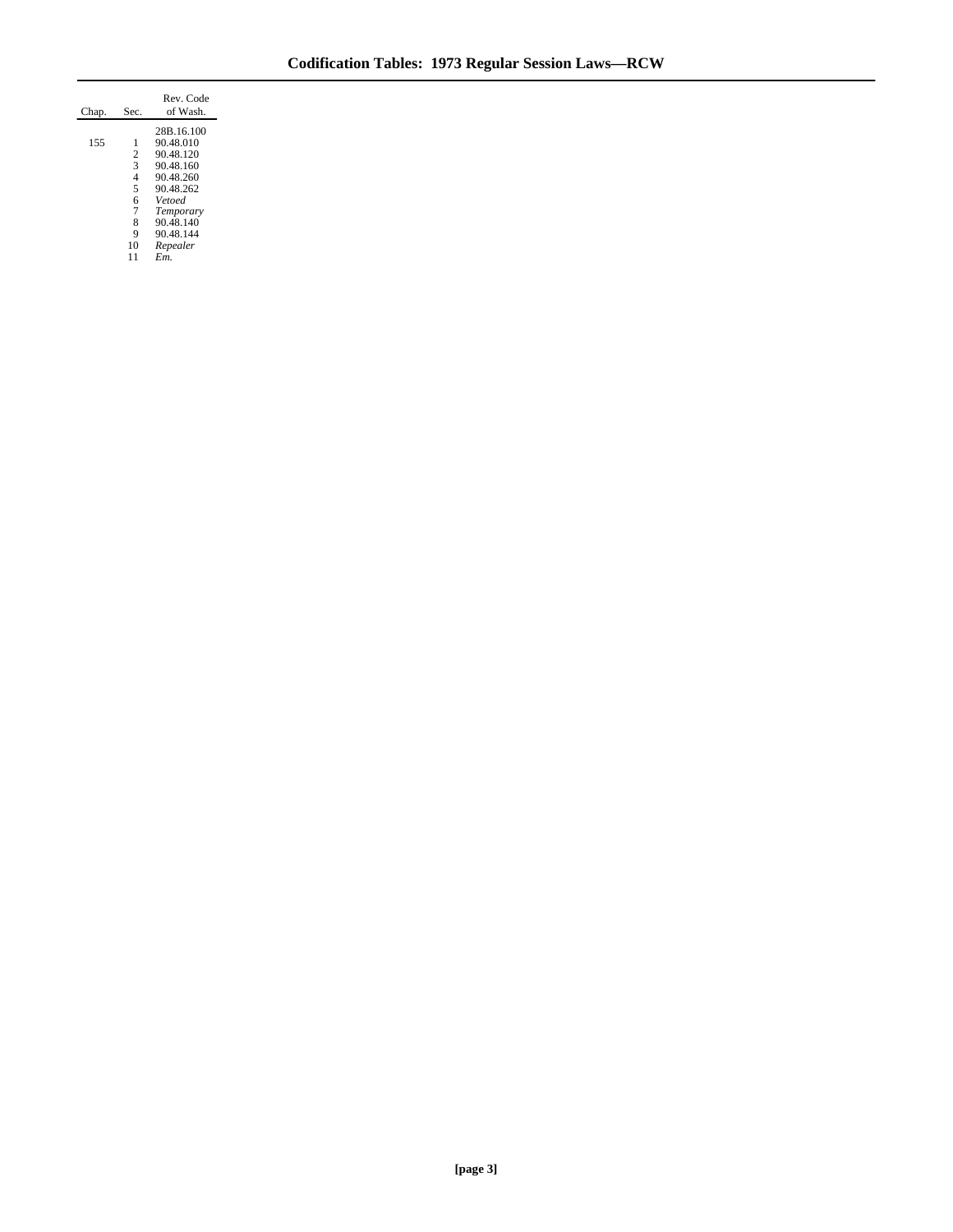| Chap. | Sec. | Rev. Code of Wash. |
| --- | --- | --- |
| | | 28B.16.100 |
| 155 | 1 | 90.48.010 |
| | 2 | 90.48.120 |
| | 3 | 90.48.160 |
| | 4 | 90.48.260 |
| | 5 | 90.48.262 |
| | 6 | *Vetoed* |
| | 7 | *Temporary* |
| | 8 | 90.48.140 |
| | 9 | 90.48.144 |
| | 10 | *Repealer* |
| | 11 | *Em.* |